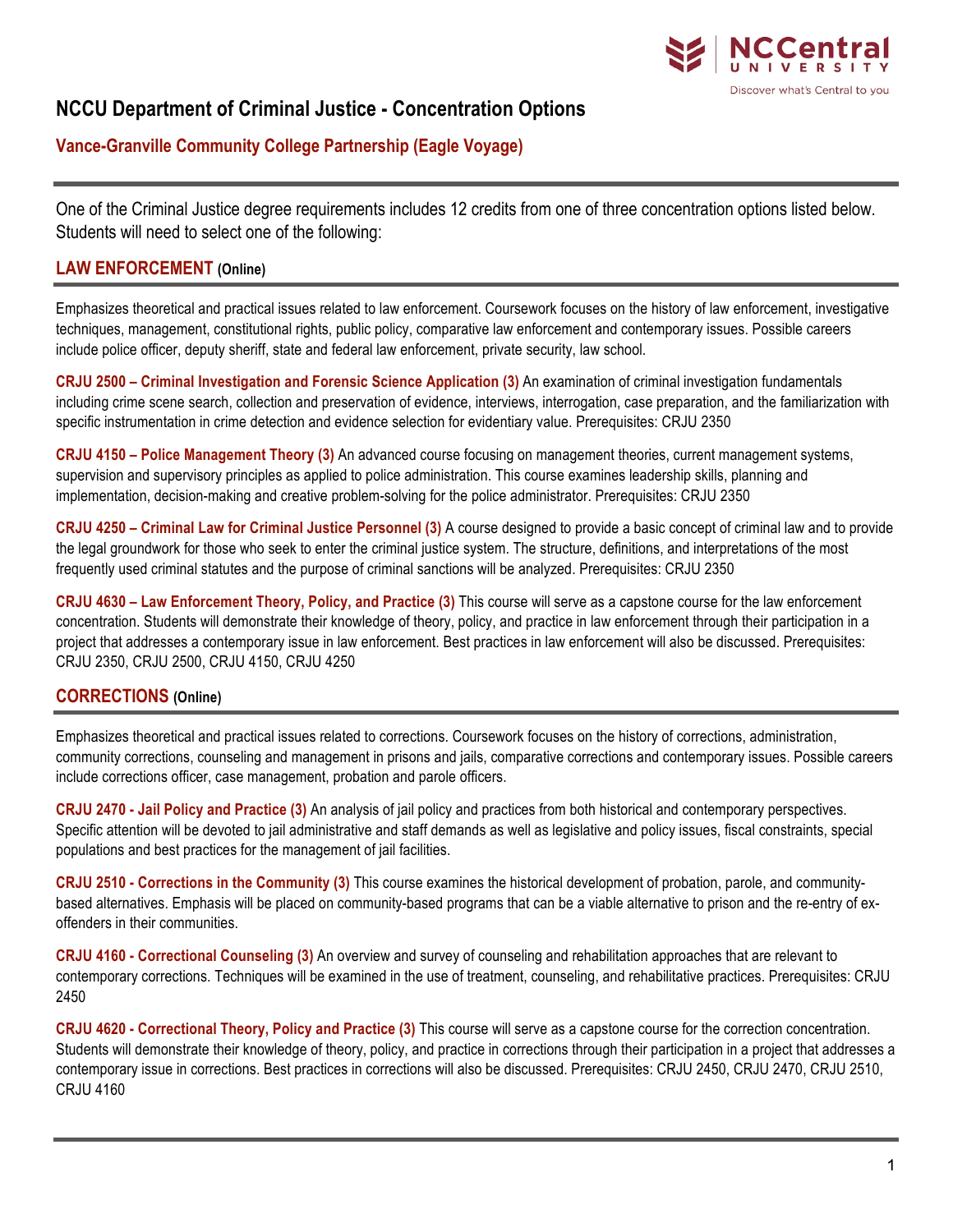# NCCU Department of Criminal Justice - Concentration Options

## Vance-Granville Community College Partnership (Eagle Voyage)

One of the Criminal Justice degree requirements includes 12 credits from one of three concentration options listed below. Students will need to select one of the following:

## LAW ENFORCEMENT (Online)

Emphasizes theoretical and practical issues related to law enforcement. Coursework focuses on the history of law enforcement, investigative techniques, management, constitutional rights, public policy, comparative law enforcement and contemporary issues. Possible careers include police officer, deputy sheriff, state and federal law enforcement, private security, law school.

**CRJU 2500 – Criminal Investigation and Forensic Science Application (3)** An examination of criminal investigation fundamentals including crime scene search, collection and preservation of evidence, interviews, interrogation, case preparation, and the familiarization with specific instrumentation in crime detection and evidence selection for evidentiary value. Prerequisites: CRJU 2350

**CRJU 4150 – Police Management Theory (3)** An advanced course focusing on management theories, current management systems, supervision and supervisory principles as applied to police administration. This course examines leadership skills, planning and implementation, decision-making and creative problem-solving for the police administrator. Prerequisites: CRJU 2350

**CRJU 4250 – Criminal Law for Criminal Justice Personnel (3)** A course designed to provide a basic concept of criminal law and to provide the legal groundwork for those who seek to enter the criminal justice system. The structure, definitions, and interpretations of the most frequently used criminal statutes and the purpose of criminal sanctions will be analyzed. Prerequisites: CRJU 2350

**CRJU 4630 – Law Enforcement Theory, Policy, and Practice (3)** This course will serve as a capstone course for the law enforcement concentration. Students will demonstrate their knowledge of theory, policy, and practice in law enforcement through their participation in a project that addresses a contemporary issue in law enforcement. Best practices in law enforcement will also be discussed. Prerequisites: CRJU 2350, CRJU 2500, CRJU 4150, CRJU 4250

## CORRECTIONS (Online)

Emphasizes theoretical and practical issues related to corrections. Coursework focuses on the history of corrections, administration, community corrections, counseling and management in prisons and jails, comparative corrections and contemporary issues. Possible careers include corrections officer, case management, probation and parole officers.

**CRJU 2470 - Jail Policy and Practice (3)** An analysis of jail policy and practices from both historical and contemporary perspectives. Specific attention will be devoted to jail administrative and staff demands as well as legislative and policy issues, fiscal constraints, special populations and best practices for the management of jail facilities.

**CRJU 2510 - Corrections in the Community (3)** This course examines the historical development of probation, parole, and community-based alternatives. Emphasis will be placed on community-based programs that can be a viable alternative to prison and the re-entry of ex-offenders in their communities.

**CRJU 4160 - Correctional Counseling (3)** An overview and survey of counseling and rehabilitation approaches that are relevant to contemporary corrections. Techniques will be examined in the use of treatment, counseling, and rehabilitative practices. Prerequisites: CRJU 2450

**CRJU 4620 - Correctional Theory, Policy and Practice (3)** This course will serve as a capstone course for the correction concentration. Students will demonstrate their knowledge of theory, policy, and practice in corrections through their participation in a project that addresses a contemporary issue in corrections. Best practices in corrections will also be discussed. Prerequisites: CRJU 2450, CRJU 2470, CRJU 2510, CRJU 4160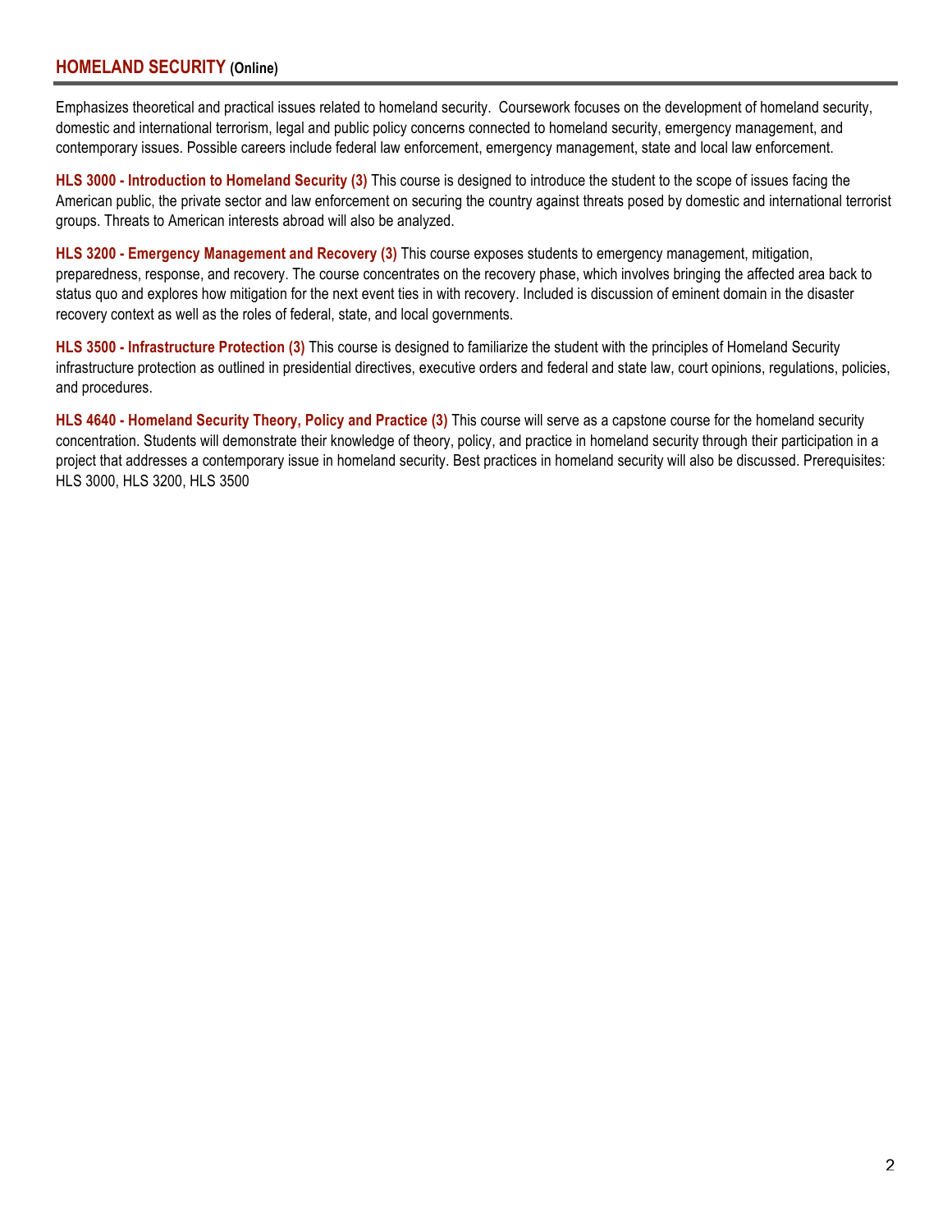## **HOMELAND SECURITY** (Online)

Emphasizes theoretical and practical issues related to homeland security. Coursework focuses on the development of homeland security, domestic and international terrorism, legal and public policy concerns connected to homeland security, emergency management, and contemporary issues. Possible careers include federal law enforcement, emergency management, state and local law enforcement.

**HLS 3000 - Introduction to Homeland Security (3)** This course is designed to introduce the student to the scope of issues facing the American public, the private sector and law enforcement on securing the country against threats posed by domestic and international terrorist groups. Threats to American interests abroad will also be analyzed.

**HLS 3200 - Emergency Management and Recovery (3)** This course exposes students to emergency management, mitigation, preparedness, response, and recovery. The course concentrates on the recovery phase, which involves bringing the affected area back to status quo and explores how mitigation for the next event ties in with recovery. Included is discussion of eminent domain in the disaster recovery context as well as the roles of federal, state, and local governments.

**HLS 3500 - Infrastructure Protection (3)** This course is designed to familiarize the student with the principles of Homeland Security infrastructure protection as outlined in presidential directives, executive orders and federal and state law, court opinions, regulations, policies, and procedures.

**HLS 4640 - Homeland Security Theory, Policy and Practice (3)** This course will serve as a capstone course for the homeland security concentration. Students will demonstrate their knowledge of theory, policy, and practice in homeland security through their participation in a project that addresses a contemporary issue in homeland security. Best practices in homeland security will also be discussed. Prerequisites: HLS 3000, HLS 3200, HLS 3500